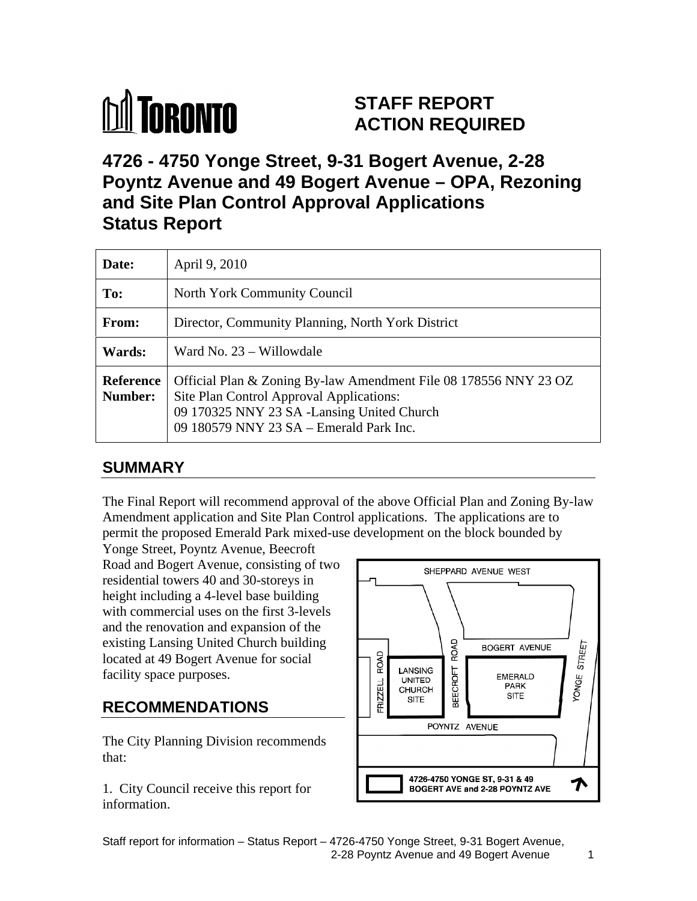# STAFF REPORT
# ACTION REQUIRED

## 4726 - 4750 Yonge Street, 9-31 Bogert Avenue, 2-28 Poyntz Avenue and 49 Bogert Avenue – OPA, Rezoning and Site Plan Control Approval Applications Status Report

| Date: | April 9, 2010 |
|---|---|
| To: | North York Community Council |
| From: | Director, Community Planning, North York District |
| Wards: | Ward No. 23 – Willowdale |
| Reference Number: | Official Plan & Zoning By-law Amendment File 08 178556 NNY 23 OZ<br>Site Plan Control Approval Applications:<br>09 170325 NNY 23 SA -Lansing United Church<br>09 180579 NNY 23 SA – Emerald Park Inc. |

## SUMMARY

The Final Report will recommend approval of the above Official Plan and Zoning By-law Amendment application and Site Plan Control applications. The applications are to permit the proposed Emerald Park mixed-use development on the block bounded by Yonge Street, Poyntz Avenue, Beecroft Road and Bogert Avenue, consisting of two residential towers 40 and 30-storeys in height including a 4-level base building with commercial uses on the first 3-levels and the renovation and expansion of the existing Lansing United Church building located at 49 Bogert Avenue for social facility space purposes.

## RECOMMENDATIONS

The City Planning Division recommends that:

1. City Council receive this report for information.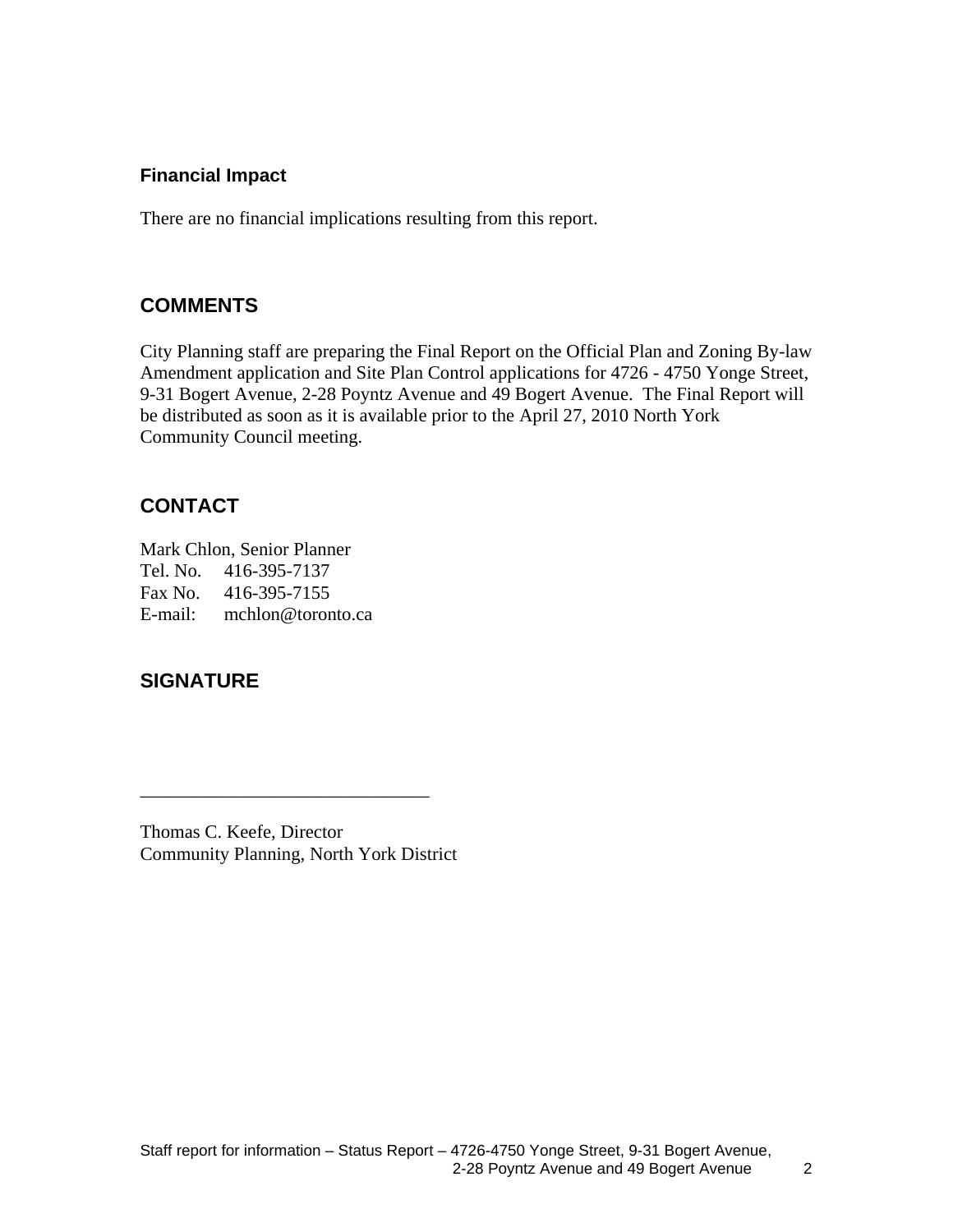### Financial Impact

There are no financial implications resulting from this report.

## COMMENTS

City Planning staff are preparing the Final Report on the Official Plan and Zoning By-law Amendment application and Site Plan Control applications for 4726 - 4750 Yonge Street, 9-31 Bogert Avenue, 2-28 Poyntz Avenue and 49 Bogert Avenue. The Final Report will be distributed as soon as it is available prior to the April 27, 2010 North York Community Council meeting.

## CONTACT

Mark Chlon, Senior Planner
Tel. No. 416-395-7137
Fax No. 416-395-7155
E-mail: mchlon@toronto.ca

## SIGNATURE

_______________________________

Thomas C. Keefe, Director
Community Planning, North York District